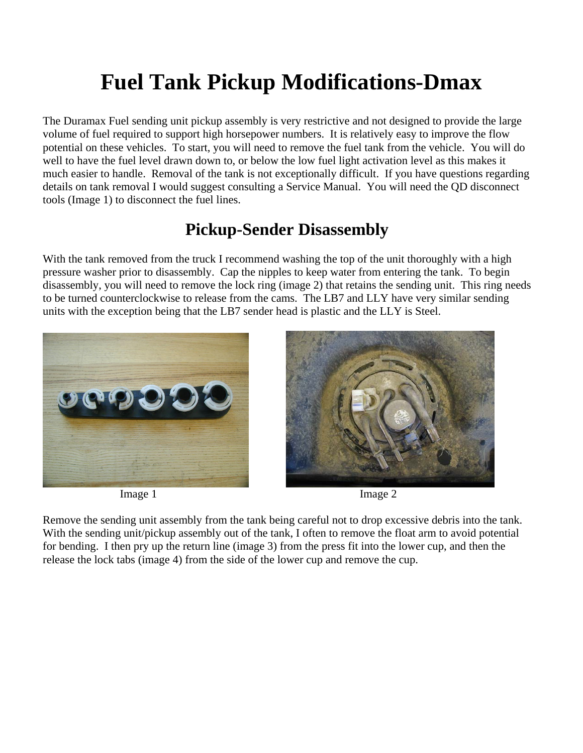# Fuel Tank Pickup Modifications-Dmax

The Duramax Fuel sending unit pickup assembly is very restrictive and not designed to provide the large volume of fuel required to support high horsepower numbers. It is relatively easy to improve the flow potential on these vehicles. To start, you will need to remove the fuel tank from the vehicle. You will do well to have the fuel level drawn down to, or below the low fuel light activation level as this makes it much easier to handle. Removal of the tank is not exceptionally difficult. If you have questions regarding details on tank removal I would suggest consulting a Service Manual. You will need the QD disconnect tools (Image 1) to disconnect the fuel lines.

## Pickup-Sender Disassembly

With the tank removed from the truck I recommend washing the top of the unit thoroughly with a high pressure washer prior to disassembly. Cap the nipples to keep water from entering the tank. To begin disassembly, you will need to remove the lock ring (image 2) that retains the sending unit. This ring needs to be turned counterclockwise to release from the cams. The LB7 and LLY have very similar sending units with the exception being that the LB7 sender head is plastic and the LLY is Steel.

Image 1

Image 2

Remove the sending unit assembly from the tank being careful not to drop excessive debris into the tank. With the sending unit/pickup assembly out of the tank, I often to remove the float arm to avoid potential for bending. I then pry up the return line (image 3) from the press fit into the lower cup, and then the release the lock tabs (image 4) from the side of the lower cup and remove the cup.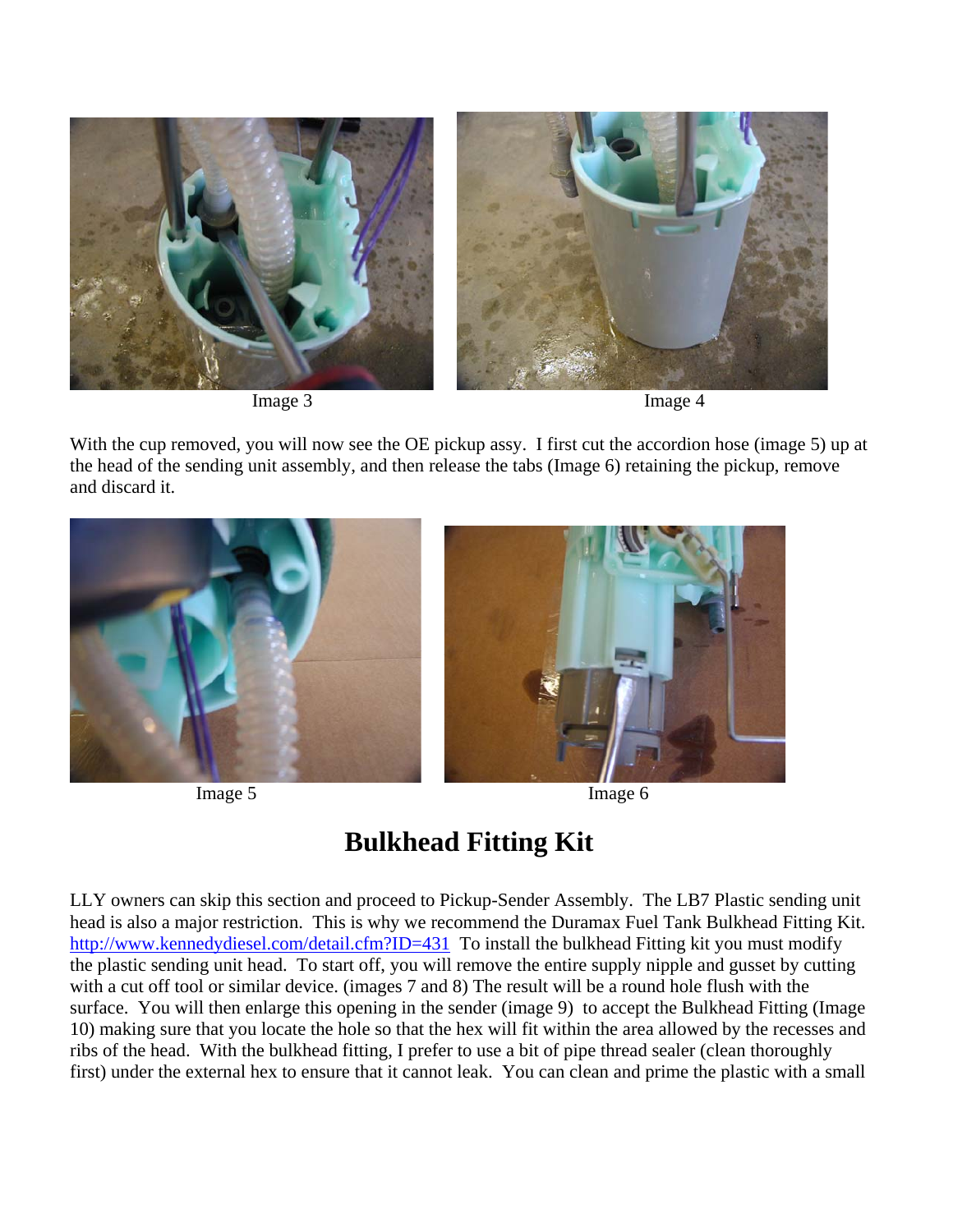Image 3

Image 4

With the cup removed, you will now see the OE pickup assy. I first cut the accordion hose (image 5) up at the head of the sending unit assembly, and then release the tabs (Image 6) retaining the pickup, remove and discard it.

Image 5

Image 6

## Bulkhead Fitting Kit

LLY owners can skip this section and proceed to Pickup-Sender Assembly. The LB7 Plastic sending unit head is also a major restriction. This is why we recommend the Duramax Fuel Tank Bulkhead Fitting Kit. http://www.kennedydiesel.com/detail.cfm?ID=431 To install the bulkhead Fitting kit you must modify the plastic sending unit head. To start off, you will remove the entire supply nipple and gusset by cutting with a cut off tool or similar device. (images 7 and 8) The result will be a round hole flush with the surface. You will then enlarge this opening in the sender (image 9) to accept the Bulkhead Fitting (Image 10) making sure that you locate the hole so that the hex will fit within the area allowed by the recesses and ribs of the head. With the bulkhead fitting, I prefer to use a bit of pipe thread sealer (clean thoroughly first) under the external hex to ensure that it cannot leak. You can clean and prime the plastic with a small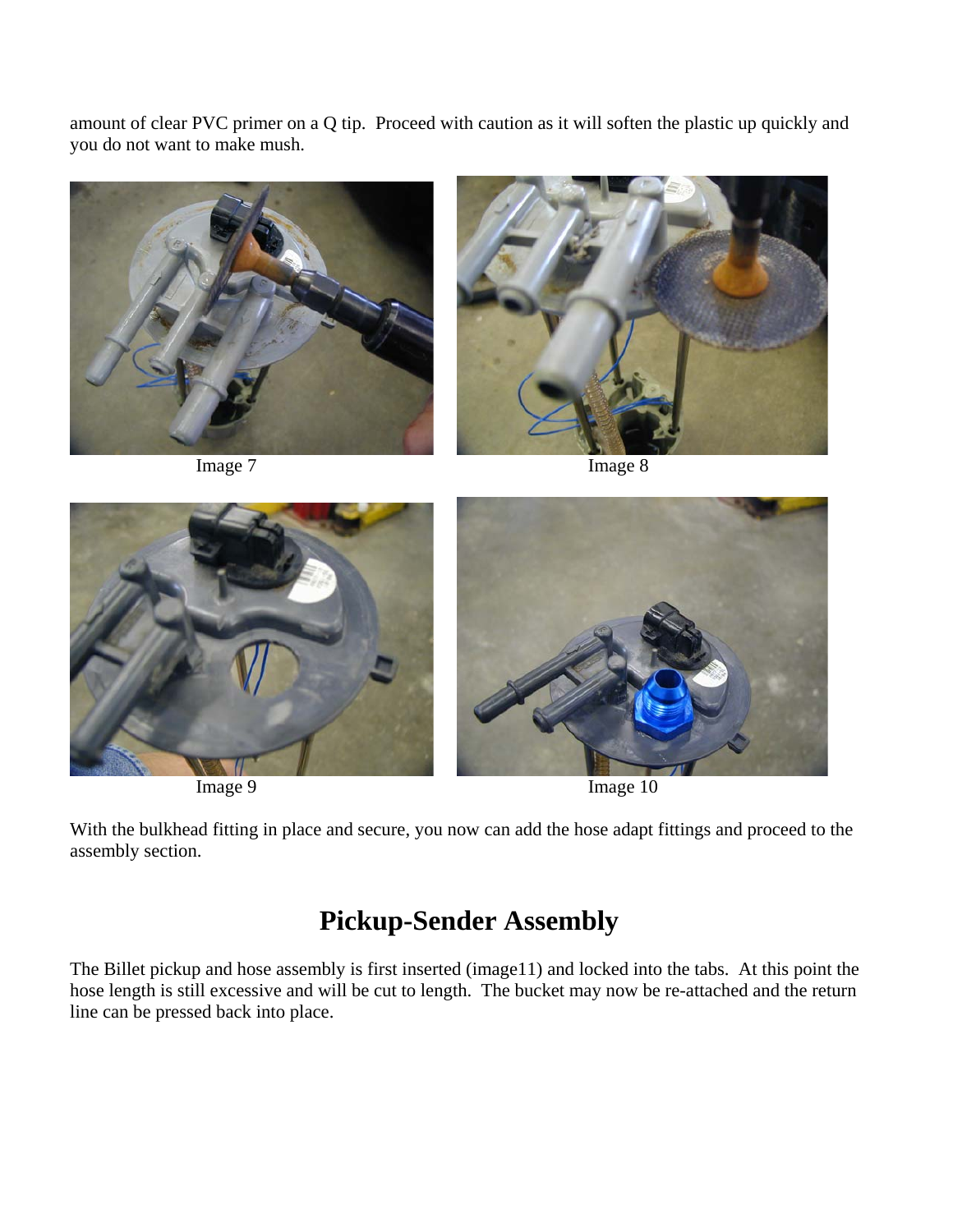amount of clear PVC primer on a Q tip. Proceed with caution as it will soften the plastic up quickly and you do not want to make mush.

Image 7

Image 8

Image 9

Image 10

With the bulkhead fitting in place and secure, you now can add the hose adapt fittings and proceed to the assembly section.

## Pickup-Sender Assembly

The Billet pickup and hose assembly is first inserted (image11) and locked into the tabs. At this point the hose length is still excessive and will be cut to length. The bucket may now be re-attached and the return line can be pressed back into place.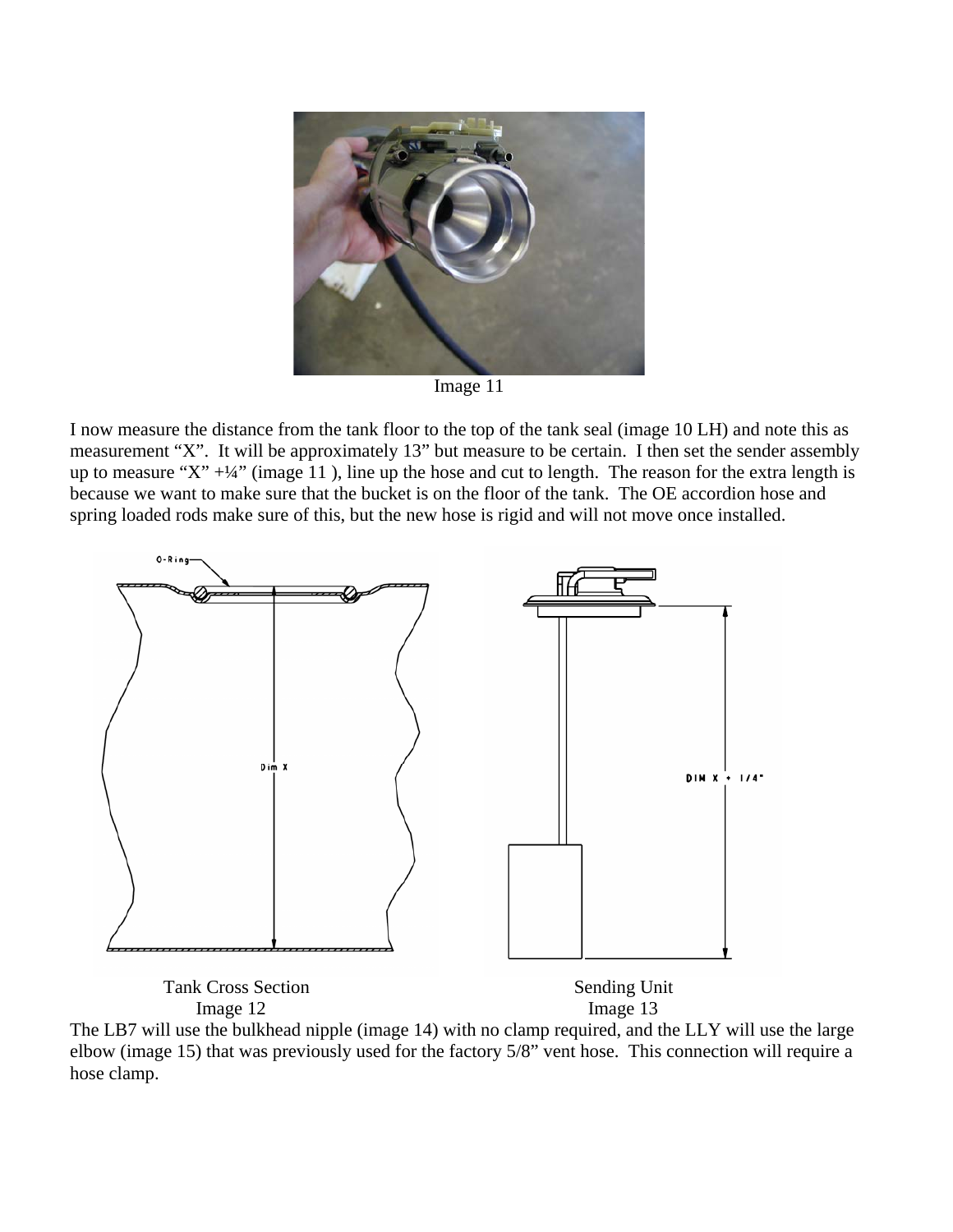Image 11

I now measure the distance from the tank floor to the top of the tank seal (image 10 LH) and note this as measurement "X". It will be approximately 13" but measure to be certain. I then set the sender assembly up to measure "X" +¼" (image 11 ), line up the hose and cut to length. The reason for the extra length is because we want to make sure that the bucket is on the floor of the tank. The OE accordion hose and spring loaded rods make sure of this, but the new hose is rigid and will not move once installed.

Tank Cross Section
Image 12

Sending Unit
Image 13

The LB7 will use the bulkhead nipple (image 14) with no clamp required, and the LLY will use the large elbow (image 15) that was previously used for the factory 5/8" vent hose. This connection will require a hose clamp.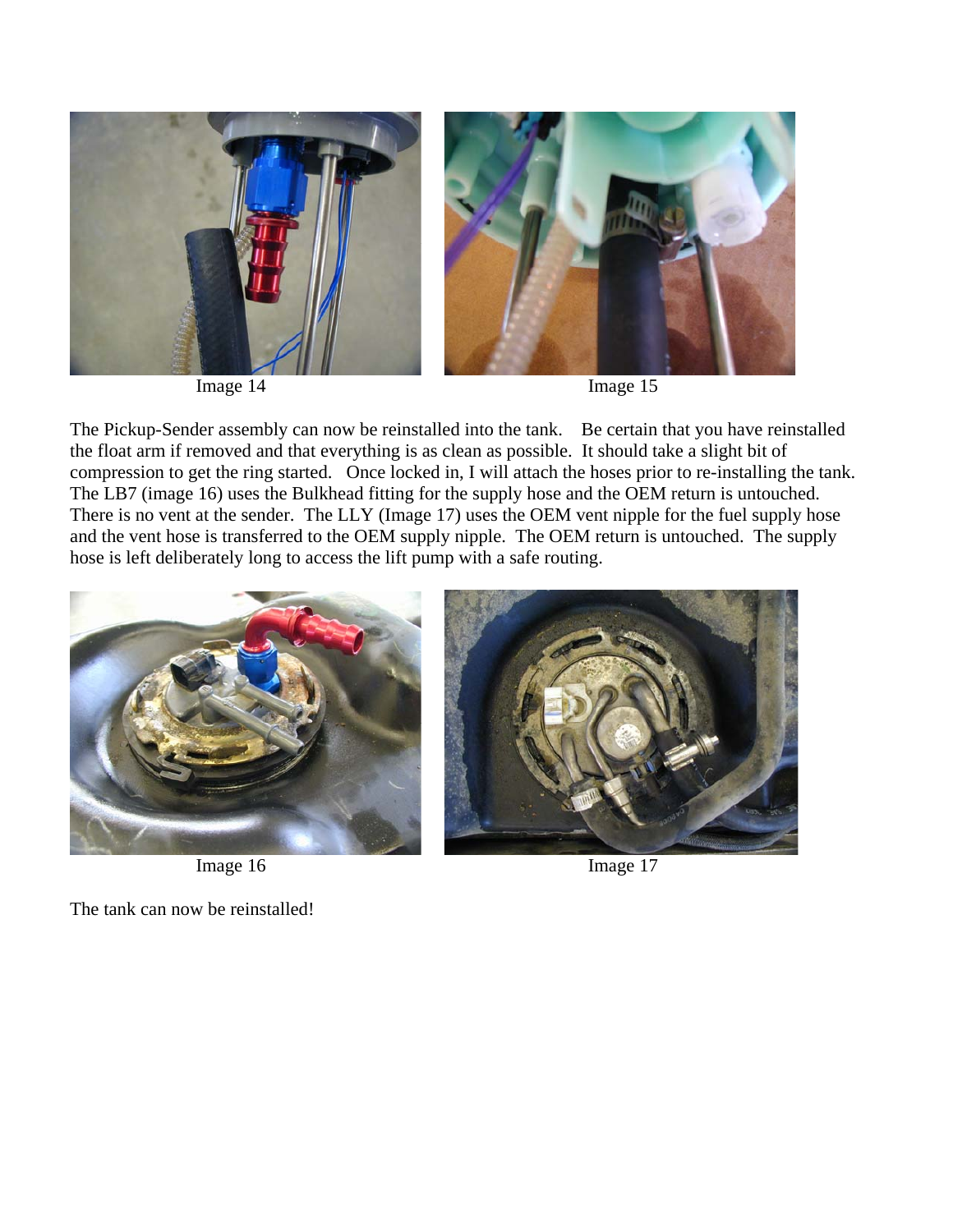Image 14

Image 15

The Pickup-Sender assembly can now be reinstalled into the tank. Be certain that you have reinstalled the float arm if removed and that everything is as clean as possible. It should take a slight bit of compression to get the ring started. Once locked in, I will attach the hoses prior to re-installing the tank. The LB7 (image 16) uses the Bulkhead fitting for the supply hose and the OEM return is untouched. There is no vent at the sender. The LLY (Image 17) uses the OEM vent nipple for the fuel supply hose and the vent hose is transferred to the OEM supply nipple. The OEM return is untouched. The supply hose is left deliberately long to access the lift pump with a safe routing.

Image 16

Image 17

The tank can now be reinstalled!